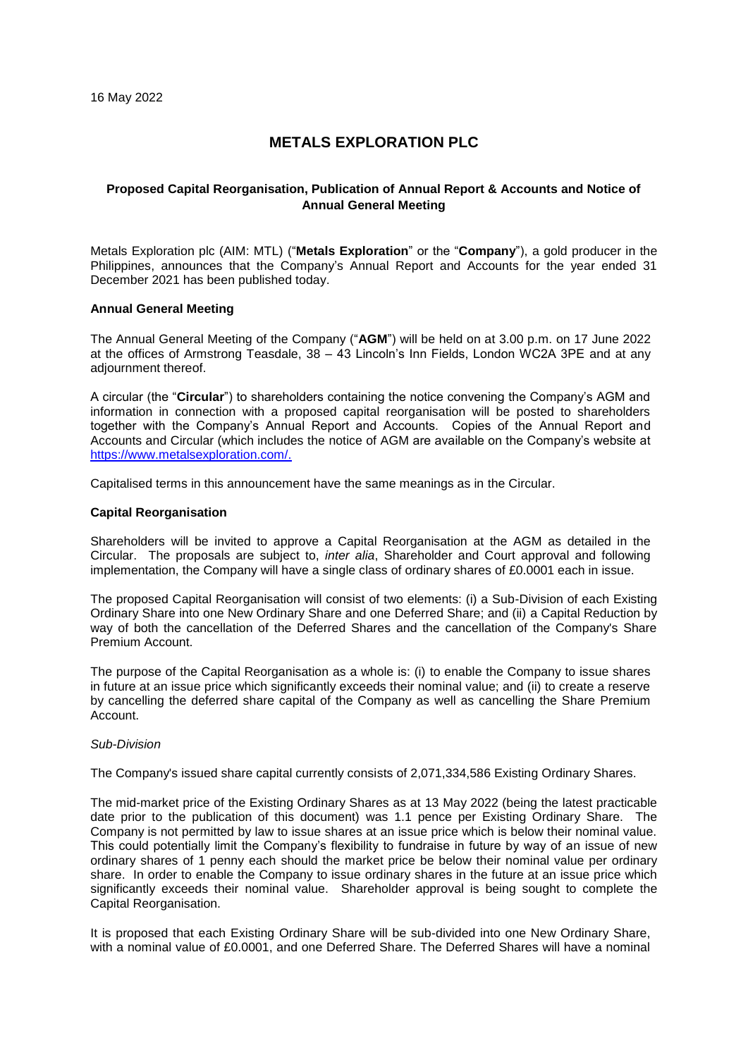16 May 2022

# METALS EXPLORATION PLC

### Proposed Capital Reorganisation, Publication of Annual Report & Accounts and Notice of Annual General Meeting

Metals Exploration plc (AIM: MTL) ("**Metals Exploration**" or the "**Company**"), a gold producer in the Philippines, announces that the Company's Annual Report and Accounts for the year ended 31 December 2021 has been published today.

**Annual General Meeting**

The Annual General Meeting of the Company ("**AGM**") will be held on at 3.00 p.m. on 17 June 2022 at the offices of Armstrong Teasdale, 38 – 43 Lincoln's Inn Fields, London WC2A 3PE and at any adjournment thereof.

A circular (the "**Circular**") to shareholders containing the notice convening the Company's AGM and information in connection with a proposed capital reorganisation will be posted to shareholders together with the Company's Annual Report and Accounts. Copies of the Annual Report and Accounts and Circular (which includes the notice of AGM are available on the Company's website at https://www.metalsexploration.com/.

Capitalised terms in this announcement have the same meanings as in the Circular.

**Capital Reorganisation**

Shareholders will be invited to approve a Capital Reorganisation at the AGM as detailed in the Circular. The proposals are subject to, *inter alia*, Shareholder and Court approval and following implementation, the Company will have a single class of ordinary shares of £0.0001 each in issue.

The proposed Capital Reorganisation will consist of two elements: (i) a Sub-Division of each Existing Ordinary Share into one New Ordinary Share and one Deferred Share; and (ii) a Capital Reduction by way of both the cancellation of the Deferred Shares and the cancellation of the Company's Share Premium Account.

The purpose of the Capital Reorganisation as a whole is: (i) to enable the Company to issue shares in future at an issue price which significantly exceeds their nominal value; and (ii) to create a reserve by cancelling the deferred share capital of the Company as well as cancelling the Share Premium Account.

*Sub-Division*

The Company's issued share capital currently consists of 2,071,334,586 Existing Ordinary Shares.

The mid-market price of the Existing Ordinary Shares as at 13 May 2022 (being the latest practicable date prior to the publication of this document) was 1.1 pence per Existing Ordinary Share. The Company is not permitted by law to issue shares at an issue price which is below their nominal value. This could potentially limit the Company's flexibility to fundraise in future by way of an issue of new ordinary shares of 1 penny each should the market price be below their nominal value per ordinary share. In order to enable the Company to issue ordinary shares in the future at an issue price which significantly exceeds their nominal value. Shareholder approval is being sought to complete the Capital Reorganisation.

It is proposed that each Existing Ordinary Share will be sub-divided into one New Ordinary Share, with a nominal value of £0.0001, and one Deferred Share. The Deferred Shares will have a nominal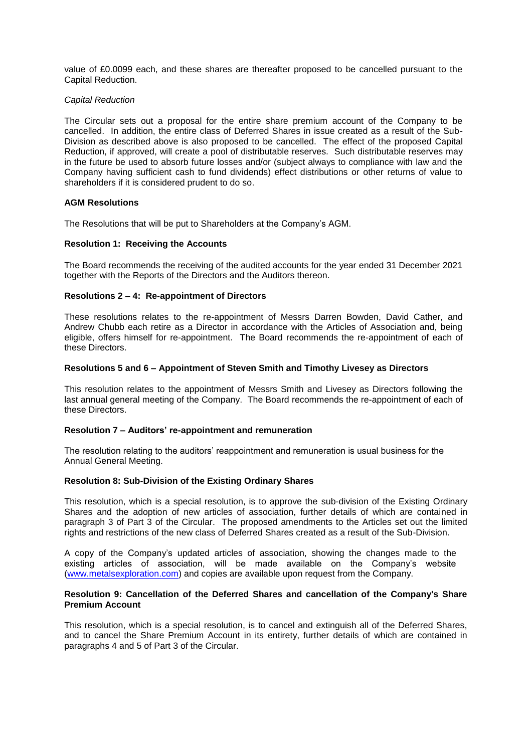value of £0.0099 each, and these shares are thereafter proposed to be cancelled pursuant to the Capital Reduction.

*Capital Reduction*

The Circular sets out a proposal for the entire share premium account of the Company to be cancelled. In addition, the entire class of Deferred Shares in issue created as a result of the Sub-Division as described above is also proposed to be cancelled. The effect of the proposed Capital Reduction, if approved, will create a pool of distributable reserves. Such distributable reserves may in the future be used to absorb future losses and/or (subject always to compliance with law and the Company having sufficient cash to fund dividends) effect distributions or other returns of value to shareholders if it is considered prudent to do so.

**AGM Resolutions**

The Resolutions that will be put to Shareholders at the Company's AGM.

**Resolution 1: Receiving the Accounts**

The Board recommends the receiving of the audited accounts for the year ended 31 December 2021 together with the Reports of the Directors and the Auditors thereon.

**Resolutions 2 – 4: Re-appointment of Directors**

These resolutions relates to the re-appointment of Messrs Darren Bowden, David Cather, and Andrew Chubb each retire as a Director in accordance with the Articles of Association and, being eligible, offers himself for re-appointment. The Board recommends the re-appointment of each of these Directors.

**Resolutions 5 and 6 – Appointment of Steven Smith and Timothy Livesey as Directors**

This resolution relates to the appointment of Messrs Smith and Livesey as Directors following the last annual general meeting of the Company. The Board recommends the re-appointment of each of these Directors.

**Resolution 7 – Auditors' re-appointment and remuneration**

The resolution relating to the auditors' reappointment and remuneration is usual business for the Annual General Meeting.

**Resolution 8: Sub-Division of the Existing Ordinary Shares**

This resolution, which is a special resolution, is to approve the sub-division of the Existing Ordinary Shares and the adoption of new articles of association, further details of which are contained in paragraph 3 of Part 3 of the Circular. The proposed amendments to the Articles set out the limited rights and restrictions of the new class of Deferred Shares created as a result of the Sub-Division.

A copy of the Company's updated articles of association, showing the changes made to the existing articles of association, will be made available on the Company's website (www.metalsexploration.com) and copies are available upon request from the Company.

**Resolution 9: Cancellation of the Deferred Shares and cancellation of the Company's Share Premium Account**

This resolution, which is a special resolution, is to cancel and extinguish all of the Deferred Shares, and to cancel the Share Premium Account in its entirety, further details of which are contained in paragraphs 4 and 5 of Part 3 of the Circular.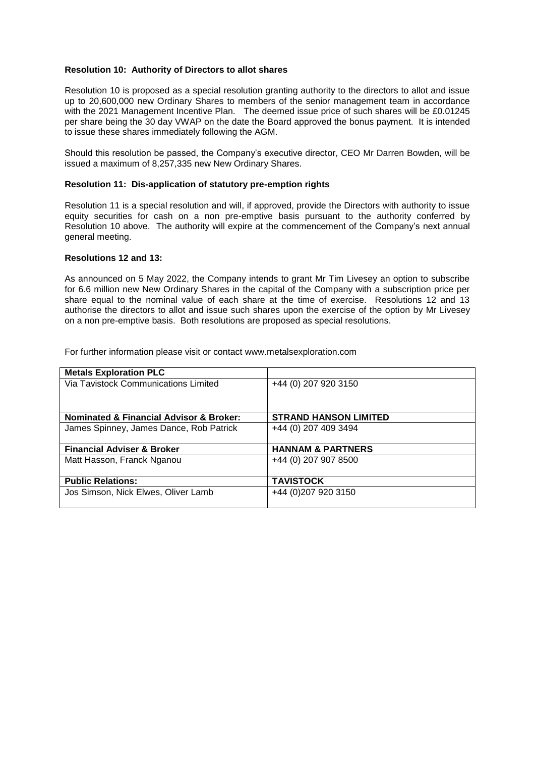**Resolution 10: Authority of Directors to allot shares**

Resolution 10 is proposed as a special resolution granting authority to the directors to allot and issue up to 20,600,000 new Ordinary Shares to members of the senior management team in accordance with the 2021 Management Incentive Plan. The deemed issue price of such shares will be £0.01245 per share being the 30 day VWAP on the date the Board approved the bonus payment. It is intended to issue these shares immediately following the AGM.

Should this resolution be passed, the Company's executive director, CEO Mr Darren Bowden, will be issued a maximum of 8,257,335 new New Ordinary Shares.

**Resolution 11: Dis-application of statutory pre-emption rights**

Resolution 11 is a special resolution and will, if approved, provide the Directors with authority to issue equity securities for cash on a non pre-emptive basis pursuant to the authority conferred by Resolution 10 above. The authority will expire at the commencement of the Company's next annual general meeting.

**Resolutions 12 and 13:**

As announced on 5 May 2022, the Company intends to grant Mr Tim Livesey an option to subscribe for 6.6 million new New Ordinary Shares in the capital of the Company with a subscription price per share equal to the nominal value of each share at the time of exercise. Resolutions 12 and 13 authorise the directors to allot and issue such shares upon the exercise of the option by Mr Livesey on a non pre-emptive basis. Both resolutions are proposed as special resolutions.

For further information please visit or contact www.metalsexploration.com

| **Metals Exploration PLC** | |
|---|---|
| Via Tavistock Communications Limited | +44 (0) 207 920 3150 |
| **Nominated & Financial Advisor & Broker:** | **STRAND HANSON LIMITED** |
| James Spinney, James Dance, Rob Patrick | +44 (0) 207 409 3494 |
| **Financial Adviser & Broker** | **HANNAM & PARTNERS** |
| Matt Hasson, Franck Nganou | +44 (0) 207 907 8500 |
| **Public Relations:** | **TAVISTOCK** |
| Jos Simson, Nick Elwes, Oliver Lamb | +44 (0)207 920 3150 |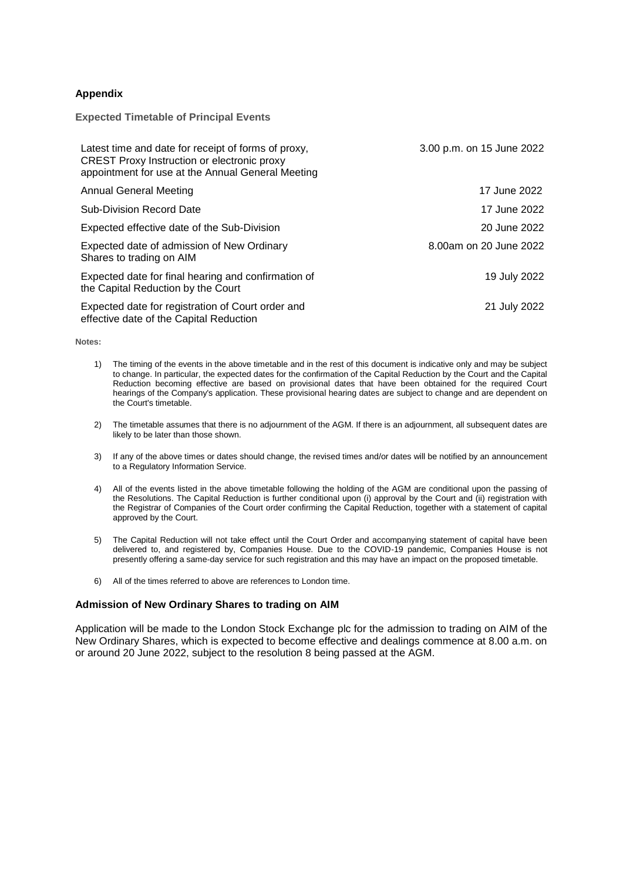**Appendix**

**Expected Timetable of Principal Events**

| | |
|---|---|
| Latest time and date for receipt of forms of proxy, CREST Proxy Instruction or electronic proxy appointment for use at the Annual General Meeting | 3.00 p.m. on 15 June 2022 |
| Annual General Meeting | 17 June 2022 |
| Sub-Division Record Date | 17 June 2022 |
| Expected effective date of the Sub-Division | 20 June 2022 |
| Expected date of admission of New Ordinary Shares to trading on AIM | 8.00am on 20 June 2022 |
| Expected date for final hearing and confirmation of the Capital Reduction by the Court | 19 July 2022 |
| Expected date for registration of Court order and effective date of the Capital Reduction | 21 July 2022 |

**Notes:**

1) The timing of the events in the above timetable and in the rest of this document is indicative only and may be subject to change. In particular, the expected dates for the confirmation of the Capital Reduction by the Court and the Capital Reduction becoming effective are based on provisional dates that have been obtained for the required Court hearings of the Company's application. These provisional hearing dates are subject to change and are dependent on the Court's timetable.

2) The timetable assumes that there is no adjournment of the AGM. If there is an adjournment, all subsequent dates are likely to be later than those shown.

3) If any of the above times or dates should change, the revised times and/or dates will be notified by an announcement to a Regulatory Information Service.

4) All of the events listed in the above timetable following the holding of the AGM are conditional upon the passing of the Resolutions. The Capital Reduction is further conditional upon (i) approval by the Court and (ii) registration with the Registrar of Companies of the Court order confirming the Capital Reduction, together with a statement of capital approved by the Court.

5) The Capital Reduction will not take effect until the Court Order and accompanying statement of capital have been delivered to, and registered by, Companies House. Due to the COVID-19 pandemic, Companies House is not presently offering a same-day service for such registration and this may have an impact on the proposed timetable.

6) All of the times referred to above are references to London time.

**Admission of New Ordinary Shares to trading on AIM**

Application will be made to the London Stock Exchange plc for the admission to trading on AIM of the New Ordinary Shares, which is expected to become effective and dealings commence at 8.00 a.m. on or around 20 June 2022, subject to the resolution 8 being passed at the AGM.